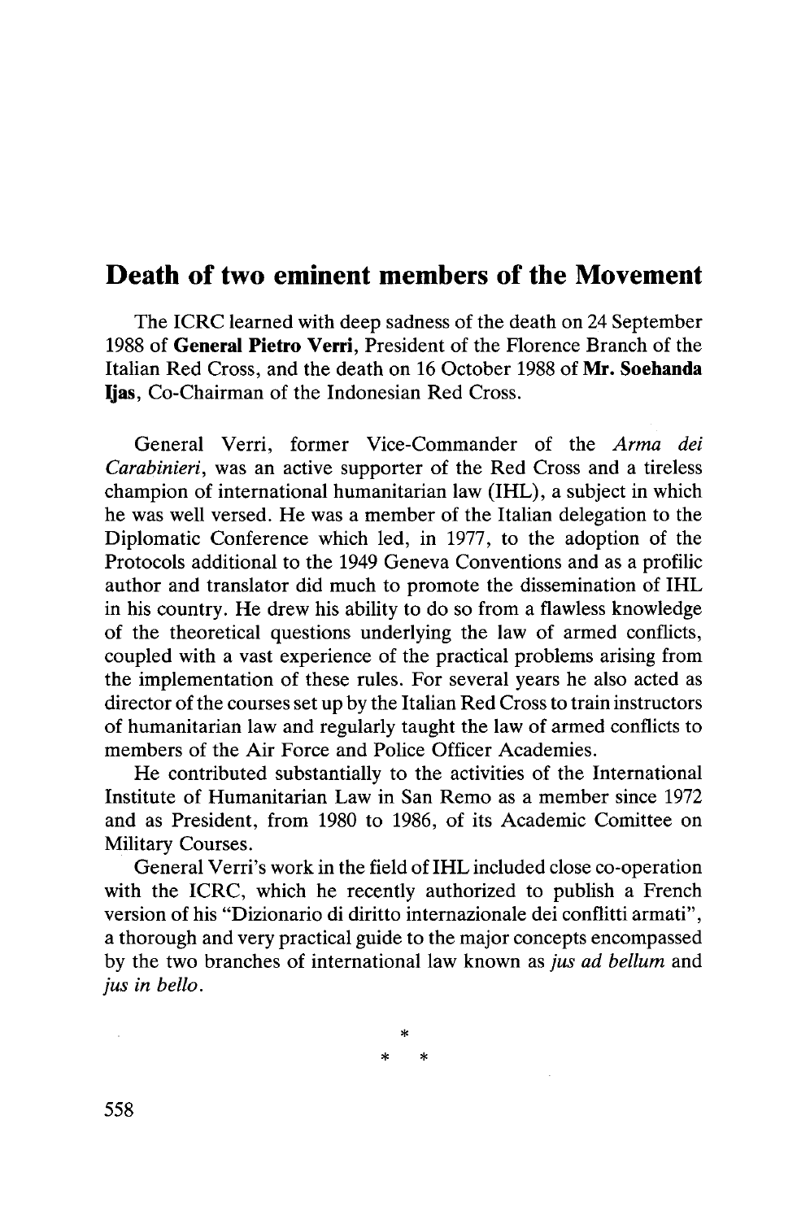# Death of two eminent members of the Movement

The ICRC learned with deep sadness of the death on 24 September 1988 of **General Pietro Verri**, President of the Florence Branch of the Italian Red Cross, and the death on 16 October 1988 of **Mr. Soehanda Ijas**, Co-Chairman of the Indonesian Red Cross.

General Verri, former Vice-Commander of the *Arma dei Carabinieri*, was an active supporter of the Red Cross and a tireless champion of international humanitarian law (IHL), a subject in which he was well versed. He was a member of the Italian delegation to the Diplomatic Conference which led, in 1977, to the adoption of the Protocols additional to the 1949 Geneva Conventions and as a profilic author and translator did much to promote the dissemination of IHL in his country. He drew his ability to do so from a flawless knowledge of the theoretical questions underlying the law of armed conflicts, coupled with a vast experience of the practical problems arising from the implementation of these rules. For several years he also acted as director of the courses set up by the Italian Red Cross to train instructors of humanitarian law and regularly taught the law of armed conflicts to members of the Air Force and Police Officer Academies.

He contributed substantially to the activities of the International Institute of Humanitarian Law in San Remo as a member since 1972 and as President, from 1980 to 1986, of its Academic Comittee on Military Courses.

General Verri's work in the field of IHL included close co-operation with the ICRC, which he recently authorized to publish a French version of his "Dizionario di diritto internazionale dei conflitti armati", a thorough and very practical guide to the major concepts encompassed by the two branches of international law known as *jus ad bellum* and *jus in bello*.

\*

\* \*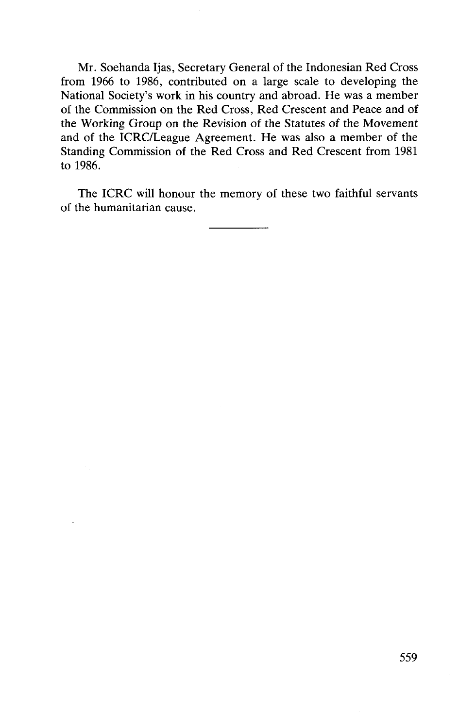Mr. Soehanda Ijas, Secretary General of the Indonesian Red Cross from 1966 to 1986, contributed on a large scale to developing the National Society's work in his country and abroad. He was a member of the Commission on the Red Cross, Red Crescent and Peace and of the Working Group on the Revision of the Statutes of the Movement and of the ICRC/League Agreement. He was also a member of the Standing Commission of the Red Cross and Red Crescent from 1981 to 1986.

The ICRC will honour the memory of these two faithful servants of the humanitarian cause.

---